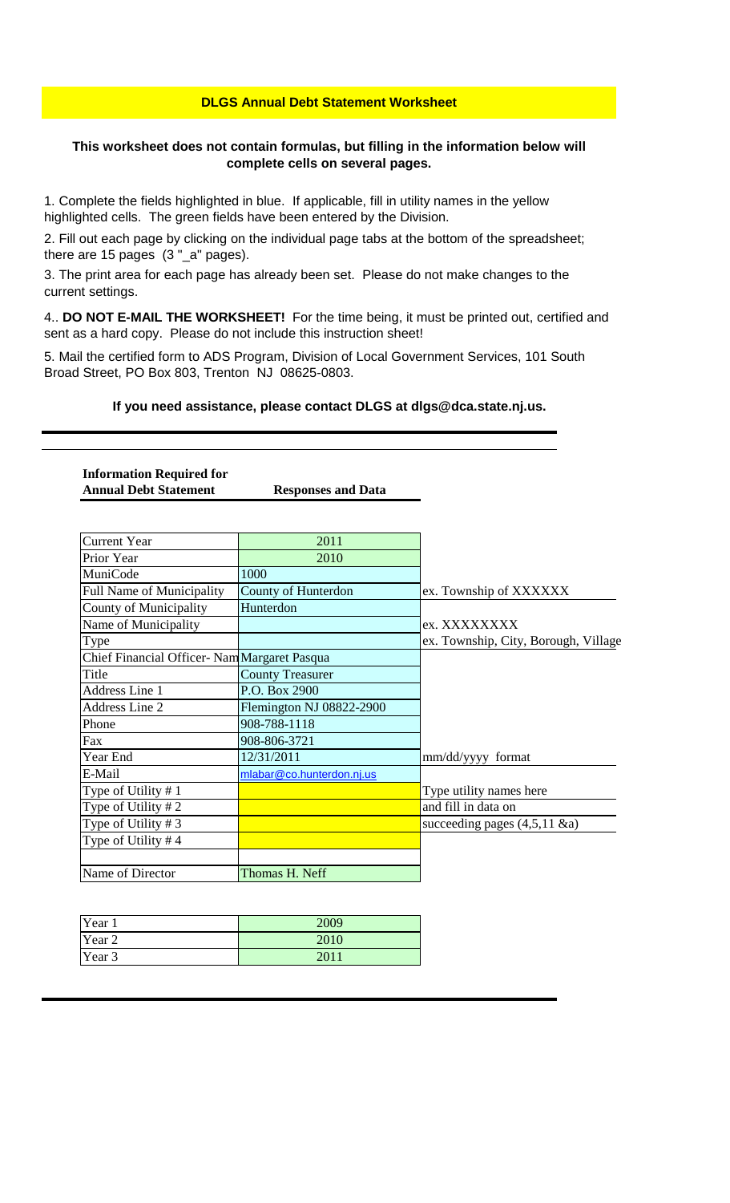# DLGS Annual Debt Statement Worksheet

**This worksheet does not contain formulas, but filling in the information below will complete cells on several pages.**

1. Complete the fields highlighted in blue. If applicable, fill in utility names in the yellow highlighted cells. The green fields have been entered by the Division.

2. Fill out each page by clicking on the individual page tabs at the bottom of the spreadsheet; there are 15 pages (3 "_a" pages).

3. The print area for each page has already been set. Please do not make changes to the current settings.

4.. **DO NOT E-MAIL THE WORKSHEET!** For the time being, it must be printed out, certified and sent as a hard copy. Please do not include this instruction sheet!

5. Mail the certified form to ADS Program, Division of Local Government Services, 101 South Broad Street, PO Box 803, Trenton NJ 08625-0803.

**If you need assistance, please contact DLGS at dlgs@dca.state.nj.us.**

| Information Required for Annual Debt Statement | Responses and Data | |
|---|---|---|
| Current Year | 2011 | |
| Prior Year | 2010 | |
| MuniCode | 1000 | |
| Full Name of Municipality | County of Hunterdon | ex. Township of XXXXXX |
| County of Municipality | Hunterdon | |
| Name of Municipality | | ex. XXXXXXXX |
| Type | | ex. Township, City, Borough, Village |
| Chief Financial Officer- Nam | Margaret Pasqua | |
| Title | County Treasurer | |
| Address Line 1 | P.O. Box 2900 | |
| Address Line 2 | Flemington NJ 08822-2900 | |
| Phone | 908-788-1118 | |
| Fax | 908-806-3721 | |
| Year End | 12/31/2011 | mm/dd/yyyy format |
| E-Mail | mlabar@co.hunterdon.nj.us | |
| Type of Utility # 1 | | Type utility names here |
| Type of Utility # 2 | | and fill in data on |
| Type of Utility # 3 | | succeeding pages (4,5,11 &a) |
| Type of Utility # 4 | | |
| | | |
| Name of Director | Thomas H. Neff | |

| | |
|---|---|
| Year 1 | 2009 |
| Year 2 | 2010 |
| Year 3 | 2011 |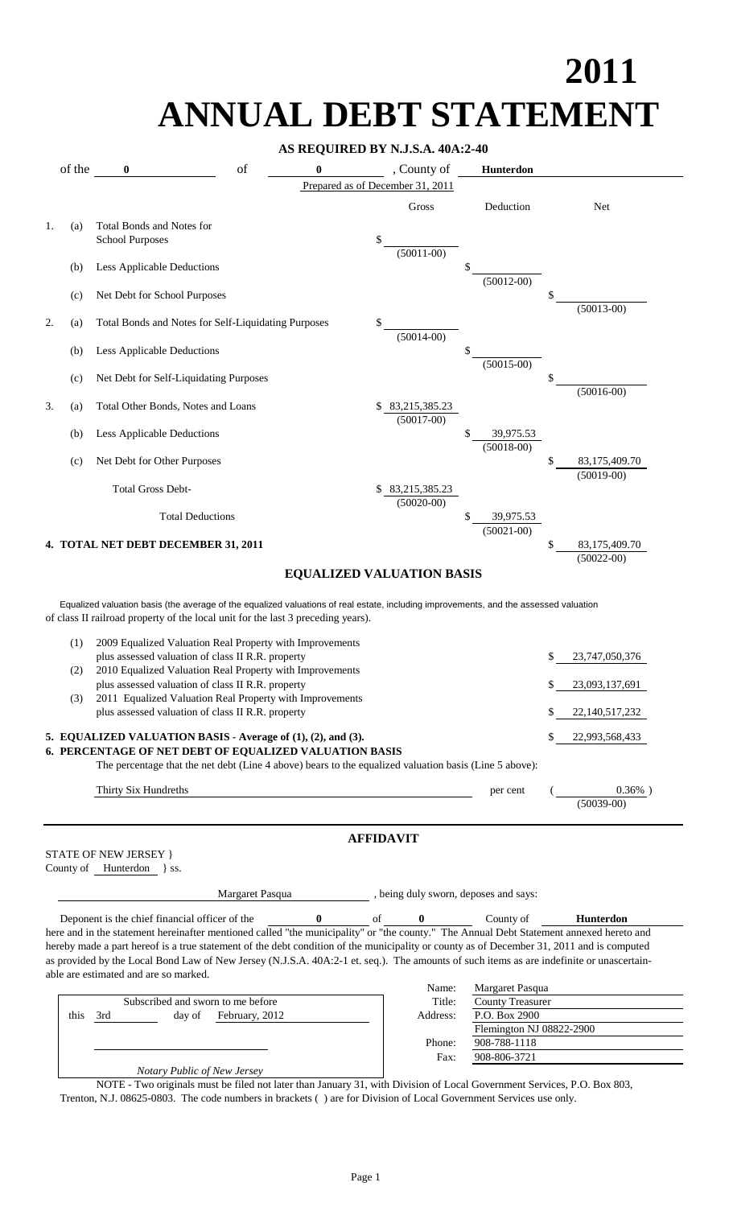# 2011
# ANNUAL DEBT STATEMENT

**AS REQUIRED BY N.J.S.A. 40A:2-40**

of the **0** of **0** , County of **Hunterdon**

Prepared as of December 31, 2011

| | | | Gross | Deduction | Net |
|---|---|---|---|---|---|
| 1. | (a) | Total Bonds and Notes for School Purposes | $ (50011-00) | | |
| | (b) | Less Applicable Deductions | | $ (50012-00) | |
| | (c) | Net Debt for School Purposes | | | $ (50013-00) |
| 2. | (a) | Total Bonds and Notes for Self-Liquidating Purposes | $ (50014-00) | | |
| | (b) | Less Applicable Deductions | | $ (50015-00) | |
| | (c) | Net Debt for Self-Liquidating Purposes | | | $ (50016-00) |
| 3. | (a) | Total Other Bonds, Notes and Loans | $ 83,215,385.23 (50017-00) | | |
| | (b) | Less Applicable Deductions | | $ 39,975.53 (50018-00) | |
| | (c) | Net Debt for Other Purposes | | | $ 83,175,409.70 (50019-00) |
| | | Total Gross Debt- | $ 83,215,385.23 (50020-00) | | |
| | | Total Deductions | | $ 39,975.53 (50021-00) | |
| **4.** | | **TOTAL NET DEBT DECEMBER 31, 2011** | | | $ 83,175,409.70 (50022-00) |

## EQUALIZED VALUATION BASIS

Equalized valuation basis (the average of the equalized valuations of real estate, including improvements, and the assessed valuation of class II railroad property of the local unit for the last 3 preceding years).

| | | |
|---|---|---|
| (1) | 2009 Equalized Valuation Real Property with Improvements plus assessed valuation of class II R.R. property | $ 23,747,050,376 |
| (2) | 2010 Equalized Valuation Real Property with Improvements plus assessed valuation of class II R.R. property | $ 23,093,137,691 |
| (3) | 2011 Equalized Valuation Real Property with Improvements plus assessed valuation of class II R.R. property | $ 22,140,517,232 |

**5. EQUALIZED VALUATION BASIS - Average of (1), (2), and (3).** $ 22,993,568,433

**6. PERCENTAGE OF NET DEBT OF EQUALIZED VALUATION BASIS**

The percentage that the net debt (Line 4 above) bears to the equalized valuation basis (Line 5 above):

Thirty Six Hundreths per cent ( 0.36% ) (50039-00)

## AFFIDAVIT

STATE OF NEW JERSEY }
County of Hunterdon } ss.

Margaret Pasqua , being duly sworn, deposes and says:

Deponent is the chief financial officer of the **0** of **0** County of **Hunterdon** here and in the statement hereinafter mentioned called "the municipality" or "the county." The Annual Debt Statement annexed hereto and hereby made a part hereof is a true statement of the debt condition of the municipality or county as of December 31, 2011 and is computed as provided by the Local Bond Law of New Jersey (N.J.S.A. 40A:2-1 et. seq.). The amounts of such items as are indefinite or unascertainable are estimated and are so marked.

Subscribed and sworn to me before this 3rd day of February, 2012

*Notary Public of New Jersey*

| | |
|---|---|
| Name: | Margaret Pasqua |
| Title: | County Treasurer |
| Address: | P.O. Box 2900 |
| | Flemington NJ 08822-2900 |
| Phone: | 908-788-1118 |
| Fax: | 908-806-3721 |

NOTE - Two originals must be filed not later than January 31, with Division of Local Government Services, P.O. Box 803, Trenton, N.J. 08625-0803. The code numbers in brackets ( ) are for Division of Local Government Services use only.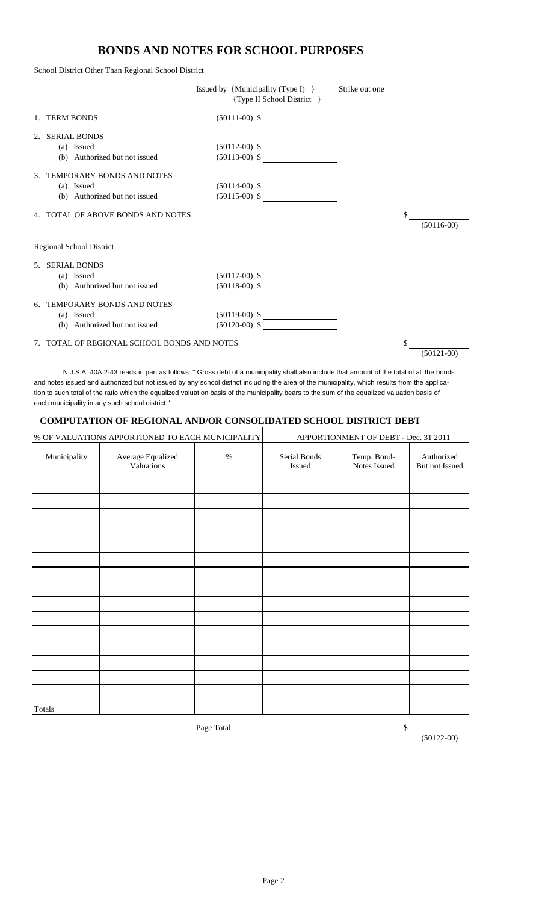# BONDS AND NOTES FOR SCHOOL PURPOSES

School District Other Than Regional School District

| | Issued by {Municipality (Type I) } {Type II School District } | Strike out one |
|---|---|---|
| 1. TERM BONDS | (50111-00) $ | |
| 2. SERIAL BONDS | | |
| (a) Issued | (50112-00) $ | |
| (b) Authorized but not issued | (50113-00) $ | |
| 3. TEMPORARY BONDS AND NOTES | | |
| (a) Issued | (50114-00) $ | |
| (b) Authorized but not issued | (50115-00) $ | |
| 4. TOTAL OF ABOVE BONDS AND NOTES | | $ (50116-00) |

Regional School District

| | | |
|---|---|---|
| 5. SERIAL BONDS | | |
| (a) Issued | (50117-00) $ | |
| (b) Authorized but not issued | (50118-00) $ | |
| 6. TEMPORARY BONDS AND NOTES | | |
| (a) Issued | (50119-00) $ | |
| (b) Authorized but not issued | (50120-00) $ | |
| 7. TOTAL OF REGIONAL SCHOOL BONDS AND NOTES | | $ (50121-00) |

N.J.S.A. 40A:2-43 reads in part as follows: " Gross debt of a municipality shall also include that amount of the total of all the bonds and notes issued and authorized but not issued by any school district including the area of the municipality, which results from the application to such total of the ratio which the equalized valuation basis of the municipality bears to the sum of the equalized valuation basis of each municipality in any such school district."

## COMPUTATION OF REGIONAL AND/OR CONSOLIDATED SCHOOL DISTRICT DEBT

| % OF VALUATIONS APPORTIONED TO EACH MUNICIPALITY | | | APPORTIONMENT OF DEBT - Dec. 31 2011 | | |
|---|---|---|---|---|---|
| Municipality | Average Equalized Valuations | % | Serial Bonds Issued | Temp. Bond-Notes Issued | Authorized But not Issued |
| | | | | | |
| | | | | | |
| | | | | | |
| | | | | | |
| | | | | | |
| | | | | | |
| | | | | | |
| | | | | | |
| | | | | | |
| | | | | | |
| | | | | | |
| | | | | | |
| | | | | | |
| | | | | | |
| | | | | | |
| Totals | | | | | |

Page Total $ (50122-00)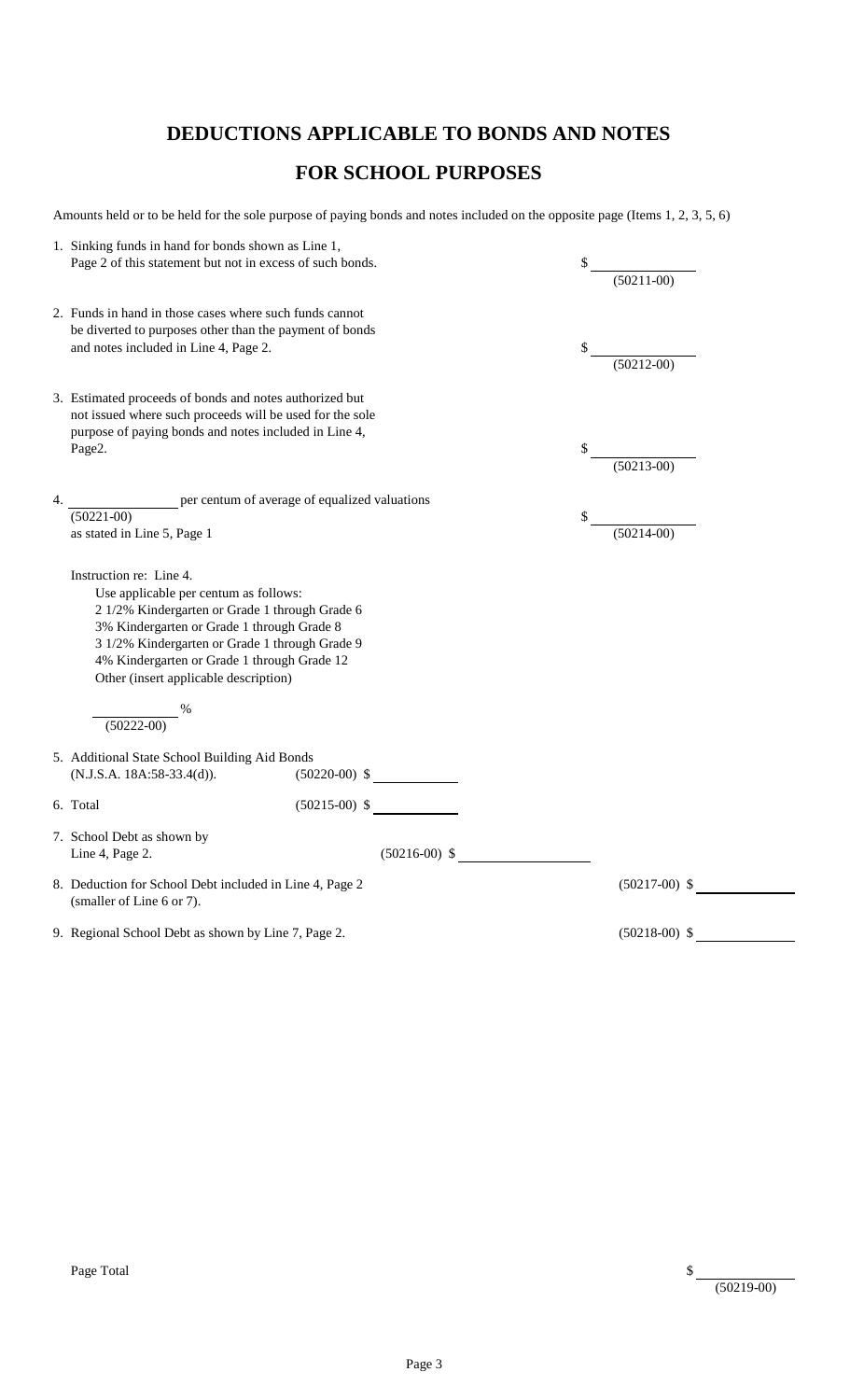# DEDUCTIONS APPLICABLE TO BONDS AND NOTES

# FOR SCHOOL PURPOSES

Amounts held or to be held for the sole purpose of paying bonds and notes included on the opposite page (Items 1, 2, 3, 5, 6)

1. Sinking funds in hand for bonds shown as Line 1, Page 2 of this statement but not in excess of such bonds. $ ____________ (50211-00)

2. Funds in hand in those cases where such funds cannot be diverted to purposes other than the payment of bonds and notes included in Line 4, Page 2. $ ____________ (50212-00)

3. Estimated proceeds of bonds and notes authorized but not issued where such proceeds will be used for the sole purpose of paying bonds and notes included in Line 4, Page2. $ ____________ (50213-00)

4. ____________ (50221-00) per centum of average of equalized valuations as stated in Line 5, Page 1 $ ____________ (50214-00)

   Instruction re: Line 4.
   Use applicable per centum as follows:
   2 1/2% Kindergarten or Grade 1 through Grade 6
   3% Kindergarten or Grade 1 through Grade 8
   3 1/2% Kindergarten or Grade 1 through Grade 9
   4% Kindergarten or Grade 1 through Grade 12
   Other (insert applicable description)

   ____________ % (50222-00)

5. Additional State School Building Aid Bonds (N.J.S.A. 18A:58-33.4(d)). (50220-00) $ ____________

6. Total (50215-00) $ ____________

7. School Debt as shown by Line 4, Page 2. (50216-00) $ ____________

8. Deduction for School Debt included in Line 4, Page 2 (smaller of Line 6 or 7). (50217-00) $ ____________

9. Regional School Debt as shown by Line 7, Page 2. (50218-00) $ ____________

Page Total $ ____________ (50219-00)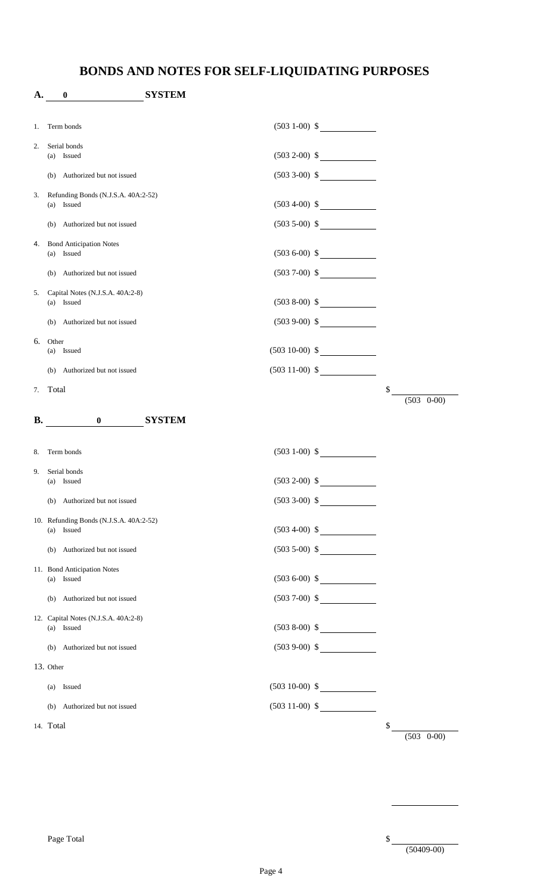# BONDS AND NOTES FOR SELF-LIQUIDATING PURPOSES

## A. 0 SYSTEM

| | | | |
|---|---|---|---|
| 1. | Term bonds | (503 1-00) $ | |
| 2. | Serial bonds | | |
| | (a) Issued | (503 2-00) $ | |
| | (b) Authorized but not issued | (503 3-00) $ | |
| 3. | Refunding Bonds (N.J.S.A. 40A:2-52) | | |
| | (a) Issued | (503 4-00) $ | |
| | (b) Authorized but not issued | (503 5-00) $ | |
| 4. | Bond Anticipation Notes | | |
| | (a) Issued | (503 6-00) $ | |
| | (b) Authorized but not issued | (503 7-00) $ | |
| 5. | Capital Notes (N.J.S.A. 40A:2-8) | | |
| | (a) Issued | (503 8-00) $ | |
| | (b) Authorized but not issued | (503 9-00) $ | |
| 6. | Other | | |
| | (a) Issued | (503 10-00) $ | |
| | (b) Authorized but not issued | (503 11-00) $ | |
| 7. | Total | | $ (503 0-00) |

## B. 0 SYSTEM

| | | | |
|---|---|---|---|
| 8. | Term bonds | (503 1-00) $ | |
| 9. | Serial bonds | | |
| | (a) Issued | (503 2-00) $ | |
| | (b) Authorized but not issued | (503 3-00) $ | |
| 10. | Refunding Bonds (N.J.S.A. 40A:2-52) | | |
| | (a) Issued | (503 4-00) $ | |
| | (b) Authorized but not issued | (503 5-00) $ | |
| 11. | Bond Anticipation Notes | | |
| | (a) Issued | (503 6-00) $ | |
| | (b) Authorized but not issued | (503 7-00) $ | |
| 12. | Capital Notes (N.J.S.A. 40A:2-8) | | |
| | (a) Issued | (503 8-00) $ | |
| | (b) Authorized but not issued | (503 9-00) $ | |
| 13. | Other | | |
| | (a) Issued | (503 10-00) $ | |
| | (b) Authorized but not issued | (503 11-00) $ | |
| 14. | Total | | $ (503 0-00) |

Page Total $ (50409-00)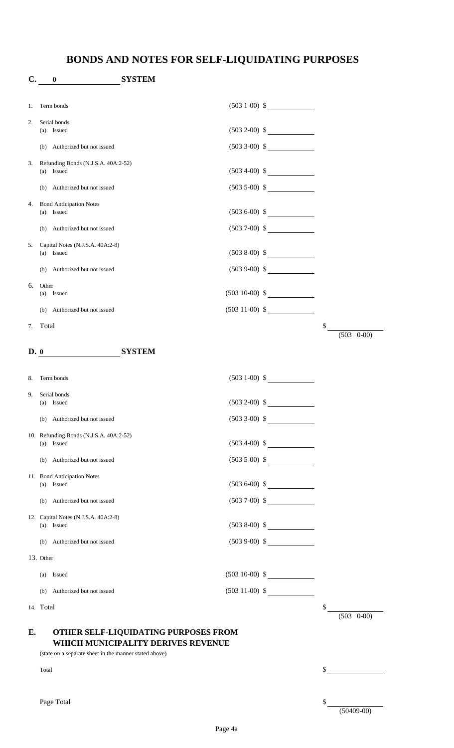# BONDS AND NOTES FOR SELF-LIQUIDATING PURPOSES

## C. 0 SYSTEM

| | | | |
|---|---|---|---|
| 1. | Term bonds | (503 1-00) $ | |
| 2. | Serial bonds | | |
| | (a) Issued | (503 2-00) $ | |
| | (b) Authorized but not issued | (503 3-00) $ | |
| 3. | Refunding Bonds (N.J.S.A. 40A:2-52) | | |
| | (a) Issued | (503 4-00) $ | |
| | (b) Authorized but not issued | (503 5-00) $ | |
| 4. | Bond Anticipation Notes | | |
| | (a) Issued | (503 6-00) $ | |
| | (b) Authorized but not issued | (503 7-00) $ | |
| 5. | Capital Notes (N.J.S.A. 40A:2-8) | | |
| | (a) Issued | (503 8-00) $ | |
| | (b) Authorized but not issued | (503 9-00) $ | |
| 6. | Other | | |
| | (a) Issued | (503 10-00) $ | |
| | (b) Authorized but not issued | (503 11-00) $ | |
| 7. | Total | | $ (503 0-00) |

## D. 0 SYSTEM

| | | | |
|---|---|---|---|
| 8. | Term bonds | (503 1-00) $ | |
| 9. | Serial bonds | | |
| | (a) Issued | (503 2-00) $ | |
| | (b) Authorized but not issued | (503 3-00) $ | |
| 10. | Refunding Bonds (N.J.S.A. 40A:2-52) | | |
| | (a) Issued | (503 4-00) $ | |
| | (b) Authorized but not issued | (503 5-00) $ | |
| 11. | Bond Anticipation Notes | | |
| | (a) Issued | (503 6-00) $ | |
| | (b) Authorized but not issued | (503 7-00) $ | |
| 12. | Capital Notes (N.J.S.A. 40A:2-8) | | |
| | (a) Issued | (503 8-00) $ | |
| | (b) Authorized but not issued | (503 9-00) $ | |
| 13. | Other | | |
| | (a) Issued | (503 10-00) $ | |
| | (b) Authorized but not issued | (503 11-00) $ | |
| 14. | Total | | $ (503 0-00) |

## E. OTHER SELF-LIQUIDATING PURPOSES FROM WHICH MUNICIPALITY DERIVES REVENUE

(state on a separate sheet in the manner stated above)

| | |
|---|---|
| Total | $ |
| Page Total | $ (50409-00) |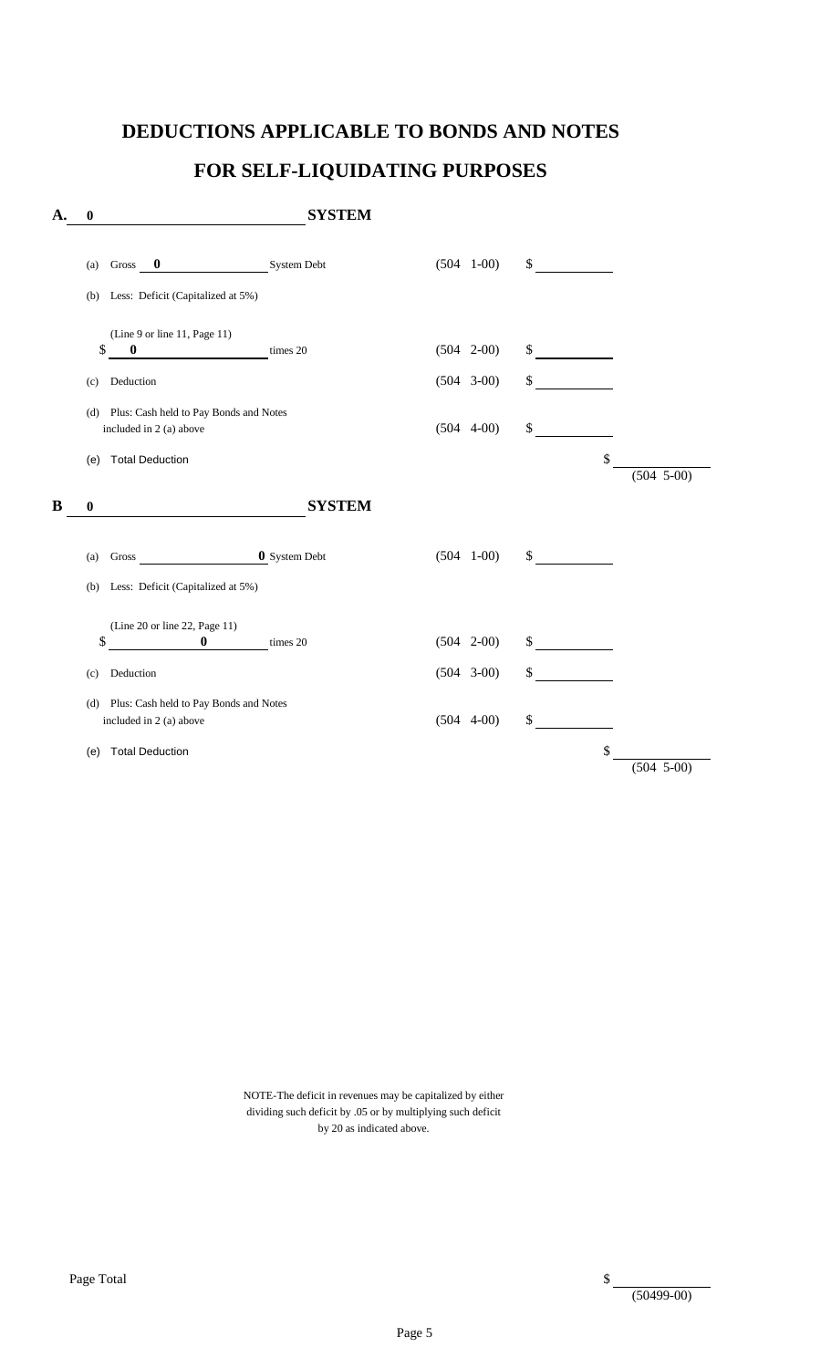# DEDUCTIONS APPLICABLE TO BONDS AND NOTES

# FOR SELF-LIQUIDATING PURPOSES

**A.** **0** **SYSTEM**

| | | | |
|---|---|---|---|
| (a) Gross **0** System Debt | (504 1-00) | $ | |
| (b) Less: Deficit (Capitalized at 5%) | | | |
| (Line 9 or line 11, Page 11) $ **0** times 20 | (504 2-00) | $ | |
| (c) Deduction | (504 3-00) | $ | |
| (d) Plus: Cash held to Pay Bonds and Notes included in 2 (a) above | (504 4-00) | $ | |
| (e) Total Deduction | | | $ (504 5-00) |

**B** **0** **SYSTEM**

| | | | |
|---|---|---|---|
| (a) Gross **0** System Debt | (504 1-00) | $ | |
| (b) Less: Deficit (Capitalized at 5%) | | | |
| (Line 20 or line 22, Page 11) $ **0** times 20 | (504 2-00) | $ | |
| (c) Deduction | (504 3-00) | $ | |
| (d) Plus: Cash held to Pay Bonds and Notes included in 2 (a) above | (504 4-00) | $ | |
| (e) Total Deduction | | | $ (504 5-00) |

NOTE-The deficit in revenues may be capitalized by either dividing such deficit by .05 or by multiplying such deficit by 20 as indicated above.

Page Total $ (50499-00)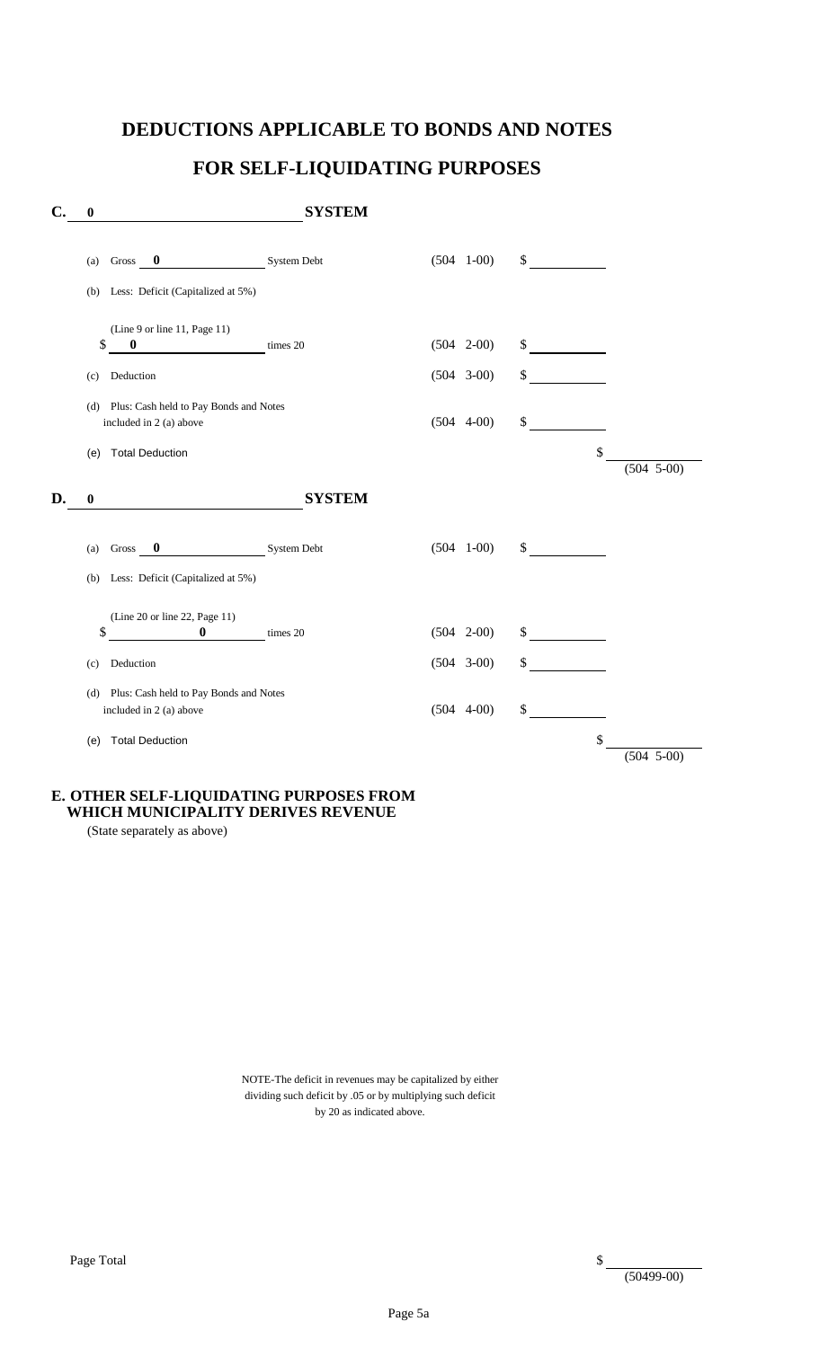# DEDUCTIONS APPLICABLE TO BONDS AND NOTES

# FOR SELF-LIQUIDATING PURPOSES

**C.** **0** **SYSTEM**

| | | | |
|---|---|---|---|
| (a) Gross **0** System Debt | (504 1-00) | $ | |
| (b) Less: Deficit (Capitalized at 5%) | | | |
| (Line 9 or line 11, Page 11) $ **0** times 20 | (504 2-00) | $ | |
| (c) Deduction | (504 3-00) | $ | |
| (d) Plus: Cash held to Pay Bonds and Notes included in 2 (a) above | (504 4-00) | $ | |
| (e) Total Deduction | | | $ (504 5-00) |

**D.** **0** **SYSTEM**

| | | | |
|---|---|---|---|
| (a) Gross **0** System Debt | (504 1-00) | $ | |
| (b) Less: Deficit (Capitalized at 5%) | | | |
| (Line 20 or line 22, Page 11) $ **0** times 20 | (504 2-00) | $ | |
| (c) Deduction | (504 3-00) | $ | |
| (d) Plus: Cash held to Pay Bonds and Notes included in 2 (a) above | (504 4-00) | $ | |
| (e) Total Deduction | | | $ (504 5-00) |

**E. OTHER SELF-LIQUIDATING PURPOSES FROM WHICH MUNICIPALITY DERIVES REVENUE**

(State separately as above)

NOTE-The deficit in revenues may be capitalized by either dividing such deficit by .05 or by multiplying such deficit by 20 as indicated above.

Page Total $ (50499-00)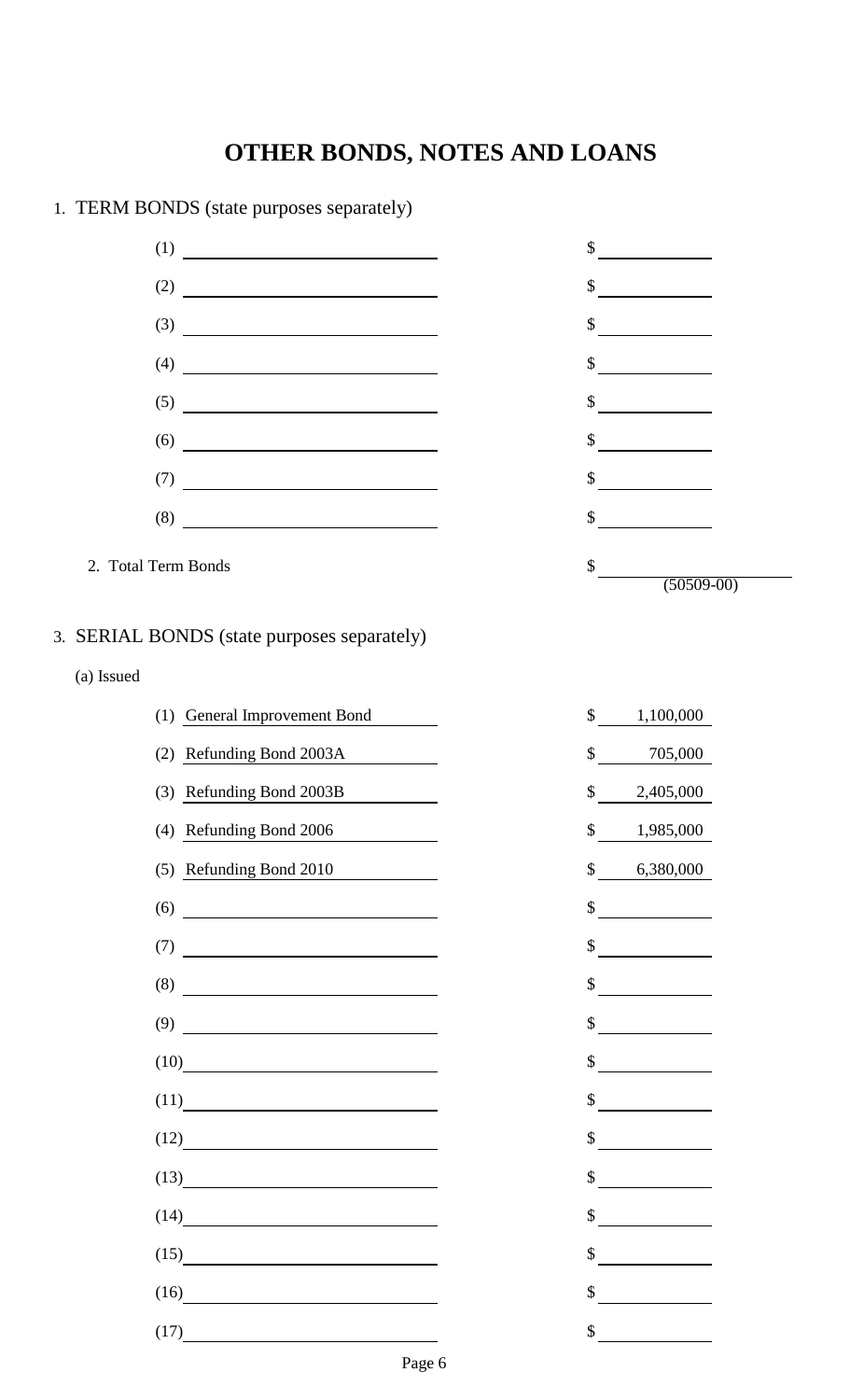# OTHER BONDS, NOTES AND LOANS

1. TERM BONDS (state purposes separately)

| | |
|---|---|
| (1) | $ |
| (2) | $ |
| (3) | $ |
| (4) | $ |
| (5) | $ |
| (6) | $ |
| (7) | $ |
| (8) | $ |

2. Total Term Bonds $ ____ (50509-00)

3. SERIAL BONDS (state purposes separately)

(a) Issued

| | |
|---|---|
| (1) General Improvement Bond | $ 1,100,000 |
| (2) Refunding Bond 2003A | $ 705,000 |
| (3) Refunding Bond 2003B | $ 2,405,000 |
| (4) Refunding Bond 2006 | $ 1,985,000 |
| (5) Refunding Bond 2010 | $ 6,380,000 |
| (6) | $ |
| (7) | $ |
| (8) | $ |
| (9) | $ |
| (10) | $ |
| (11) | $ |
| (12) | $ |
| (13) | $ |
| (14) | $ |
| (15) | $ |
| (16) | $ |
| (17) | $ |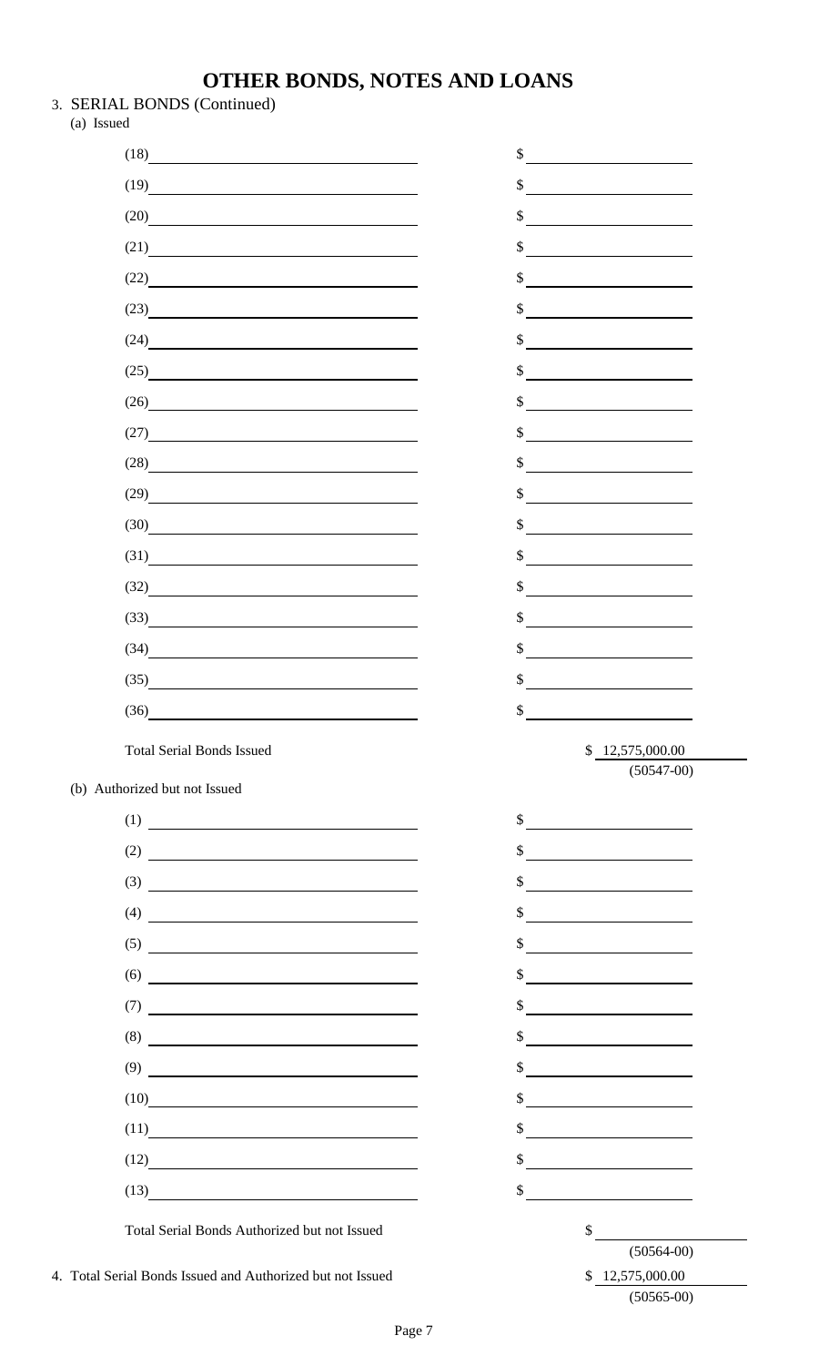# OTHER BONDS, NOTES AND LOANS

3. SERIAL BONDS (Continued)

(a) Issued

| | |
|---|---|
| (18) | $ |
| (19) | $ |
| (20) | $ |
| (21) | $ |
| (22) | $ |
| (23) | $ |
| (24) | $ |
| (25) | $ |
| (26) | $ |
| (27) | $ |
| (28) | $ |
| (29) | $ |
| (30) | $ |
| (31) | $ |
| (32) | $ |
| (33) | $ |
| (34) | $ |
| (35) | $ |
| (36) | $ |
| Total Serial Bonds Issued | $ 12,575,000.00 (50547-00) |

(b) Authorized but not Issued

| | |
|---|---|
| (1) | $ |
| (2) | $ |
| (3) | $ |
| (4) | $ |
| (5) | $ |
| (6) | $ |
| (7) | $ |
| (8) | $ |
| (9) | $ |
| (10) | $ |
| (11) | $ |
| (12) | $ |
| (13) | $ |
| Total Serial Bonds Authorized but not Issued | $ (50564-00) |

4. Total Serial Bonds Issued and Authorized but not Issued $ 12,575,000.00 (50565-00)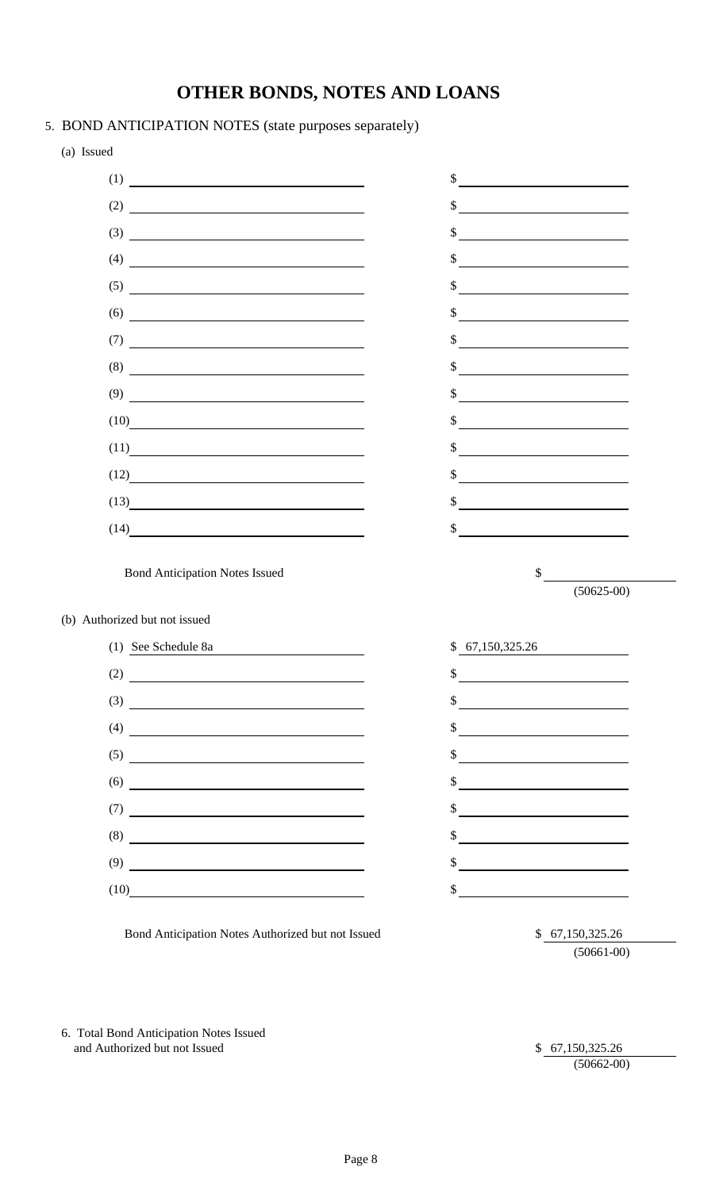# OTHER BONDS, NOTES AND LOANS

5. BOND ANTICIPATION NOTES (state purposes separately)

(a) Issued

| | |
|---|---|
| (1) | $ |
| (2) | $ |
| (3) | $ |
| (4) | $ |
| (5) | $ |
| (6) | $ |
| (7) | $ |
| (8) | $ |
| (9) | $ |
| (10) | $ |
| (11) | $ |
| (12) | $ |
| (13) | $ |
| (14) | $ |

Bond Anticipation Notes Issued $ ______ (50625-00)

(b) Authorized but not issued

| | |
|---|---|
| (1) See Schedule 8a | $ 67,150,325.26 |
| (2) | $ |
| (3) | $ |
| (4) | $ |
| (5) | $ |
| (6) | $ |
| (7) | $ |
| (8) | $ |
| (9) | $ |
| (10) | $ |

Bond Anticipation Notes Authorized but not Issued $ 67,150,325.26 (50661-00)

6. Total Bond Anticipation Notes Issued and Authorized but not Issued $ 67,150,325.26 (50662-00)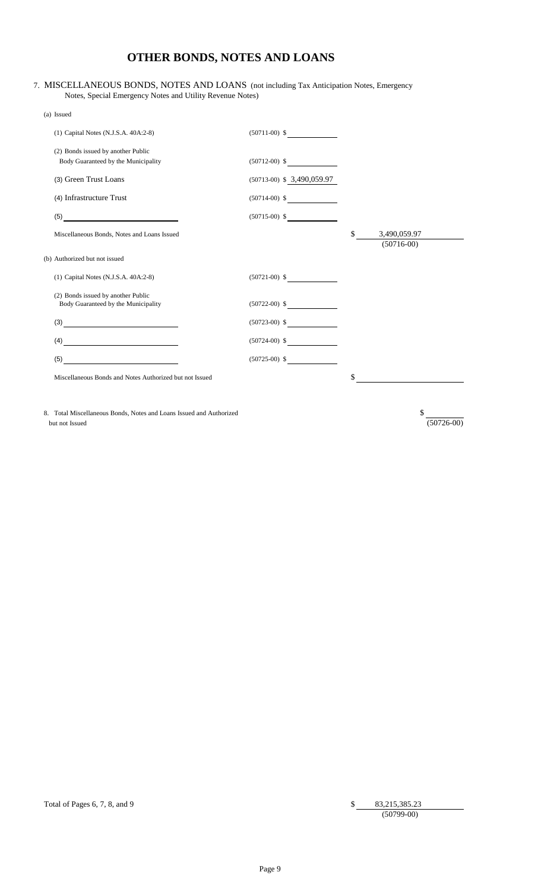# OTHER BONDS, NOTES AND LOANS

7. MISCELLANEOUS BONDS, NOTES AND LOANS (not including Tax Anticipation Notes, Emergency Notes, Special Emergency Notes and Utility Revenue Notes)

(a) Issued

| Item | Code / Amount | Total |
|---|---|---|
| (1) Capital Notes (N.J.S.A. 40A:2-8) | (50711-00) $ | |
| (2) Bonds issued by another Public Body Guaranteed by the Municipality | (50712-00) $ | |
| (3) Green Trust Loans | (50713-00) $ 3,490,059.97 | |
| (4) Infrastructure Trust | (50714-00) $ | |
| (5) | (50715-00) $ | |
| Miscellaneous Bonds, Notes and Loans Issued | | $ 3,490,059.97 (50716-00) |

(b) Authorized but not issued

| Item | Code / Amount | Total |
|---|---|---|
| (1) Capital Notes (N.J.S.A. 40A:2-8) | (50721-00) $ | |
| (2) Bonds issued by another Public Body Guaranteed by the Municipality | (50722-00) $ | |
| (3) | (50723-00) $ | |
| (4) | (50724-00) $ | |
| (5) | (50725-00) $ | |
| Miscellaneous Bonds and Notes Authorized but not Issued | | $ |

8. Total Miscellaneous Bonds, Notes and Loans Issued and Authorized but not Issued $ (50726-00)

Total of Pages 6, 7, 8, and 9 $ 83,215,385.23 (50799-00)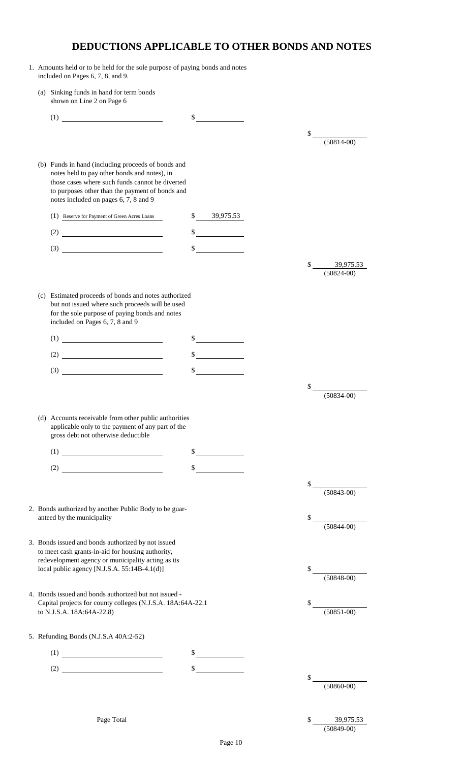# DEDUCTIONS APPLICABLE TO OTHER BONDS AND NOTES

1. Amounts held or to be held for the sole purpose of paying bonds and notes included on Pages 6, 7, 8, and 9.

   (a) Sinking funds in hand for term bonds shown on Line 2 on Page 6

   | | | |
   |---|---|---|
   | (1) | $ | |
   | | | $ (50814-00) |

   (b) Funds in hand (including proceeds of bonds and notes held to pay other bonds and notes), in those cases where such funds cannot be diverted to purposes other than the payment of bonds and notes included on pages 6, 7, 8 and 9

   | | | |
   |---|---|---|
   | (1) Reserve for Payment of Green Acres Loans | $ 39,975.53 | |
   | (2) | $ | |
   | (3) | $ | |
   | | | $ 39,975.53 (50824-00) |

   (c) Estimated proceeds of bonds and notes authorized but not issued where such proceeds will be used for the sole purpose of paying bonds and notes included on Pages 6, 7, 8 and 9

   | | | |
   |---|---|---|
   | (1) | $ | |
   | (2) | $ | |
   | (3) | $ | |
   | | | $ (50834-00) |

   (d) Accounts receivable from other public authorities applicable only to the payment of any part of the gross debt not otherwise deductible

   | | | |
   |---|---|---|
   | (1) | $ | |
   | (2) | $ | |
   | | | $ (50843-00) |

2. Bonds authorized by another Public Body to be guaranteed by the municipality — $ (50844-00)

3. Bonds issued and bonds authorized by not issued to meet cash grants-in-aid for housing authority, redevelopment agency or municipality acting as its local public agency [N.J.S.A. 55:14B-4.1(d)] — $ (50848-00)

4. Bonds issued and bonds authorized but not issued - Capital projects for county colleges (N.J.S.A. 18A:64A-22.1 to N.J.S.A. 18A:64A-22.8) — $ (50851-00)

5. Refunding Bonds (N.J.S.A 40A:2-52)

   | | | |
   |---|---|---|
   | (1) | $ | |
   | (2) | $ | |
   | | | $ (50860-00) |

Page Total — $ 39,975.53 (50849-00)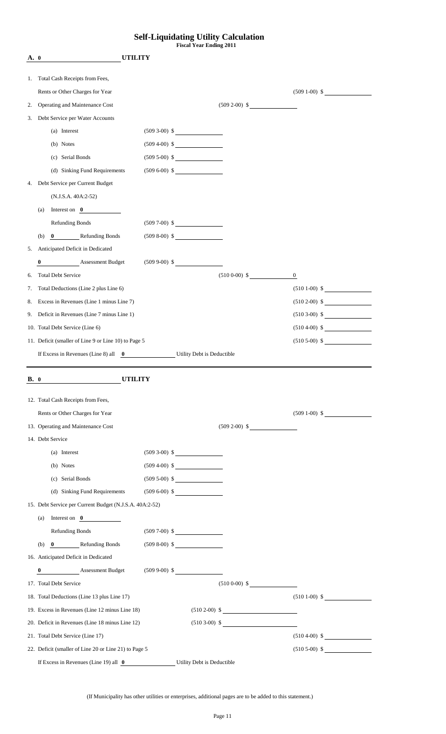# Self-Liquidating Utility Calculation

**Fiscal Year Ending 2011**

**A. 0 UTILITY**

| | | | |
|---|---|---|---|
| 1. Total Cash Receipts from Fees, | | | |
| Rents or Other Charges for Year | | | (509 1-00) $ |
| 2. Operating and Maintenance Cost | | (509 2-00) $ | |
| 3. Debt Service per Water Accounts | | | |
| (a) Interest | (509 3-00) $ | | |
| (b) Notes | (509 4-00) $ | | |
| (c) Serial Bonds | (509 5-00) $ | | |
| (d) Sinking Fund Requirements | (509 6-00) $ | | |
| 4. Debt Service per Current Budget | | | |
| (N.J.S.A. 40A:2-52) | | | |
| (a) Interest on **0** | | | |
| Refunding Bonds | (509 7-00) $ | | |
| (b) **0** Refunding Bonds | (509 8-00) $ | | |
| 5. Anticipated Deficit in Dedicated | | | |
| **0** Assessment Budget | (509 9-00) $ | | |
| 6. Total Debt Service | | (510 0-00) $ | 0 |
| 7. Total Deductions (Line 2 plus Line 6) | | | (510 1-00) $ |
| 8. Excess in Revenues (Line 1 minus Line 7) | | | (510 2-00) $ |
| 9. Deficit in Revenues (Line 7 minus Line 1) | | | (510 3-00) $ |
| 10. Total Debt Service (Line 6) | | | (510 4-00) $ |
| 11. Deficit (smaller of Line 9 or Line 10) to Page 5 | | | (510 5-00) $ |
| If Excess in Revenues (Line 8) all **0** Utility Debt is Deductible | | | |

**B. 0 UTILITY**

| | | | |
|---|---|---|---|
| 12. Total Cash Receipts from Fees, | | | |
| Rents or Other Charges for Year | | | (509 1-00) $ |
| 13. Operating and Maintenance Cost | | (509 2-00) $ | |
| 14. Debt Service | | | |
| (a) Interest | (509 3-00) $ | | |
| (b) Notes | (509 4-00) $ | | |
| (c) Serial Bonds | (509 5-00) $ | | |
| (d) Sinking Fund Requirements | (509 6-00) $ | | |
| 15. Debt Service per Current Budget (N.J.S.A. 40A:2-52) | | | |
| (a) Interest on **0** | | | |
| Refunding Bonds | (509 7-00) $ | | |
| (b) **0** Refunding Bonds | (509 8-00) $ | | |
| 16. Anticipated Deficit in Dedicated | | | |
| **0** Assessment Budget | (509 9-00) $ | | |
| 17. Total Debt Service | | (510 0-00) $ | |
| 18. Total Deductions (Line 13 plus Line 17) | | | (510 1-00) $ |
| 19. Excess in Revenues (Line 12 minus Line 18) | | (510 2-00) $ | |
| 20. Deficit in Revenues (Line 18 minus Line 12) | | (510 3-00) $ | |
| 21. Total Debt Service (Line 17) | | | (510 4-00) $ |
| 22. Deficit (smaller of Line 20 or Line 21) to Page 5 | | | (510 5-00) $ |
| If Excess in Revenues (Line 19) all **0** Utility Debt is Deductible | | | |

(If Municipality has other utilities or enterprises, additional pages are to be added to this statement.)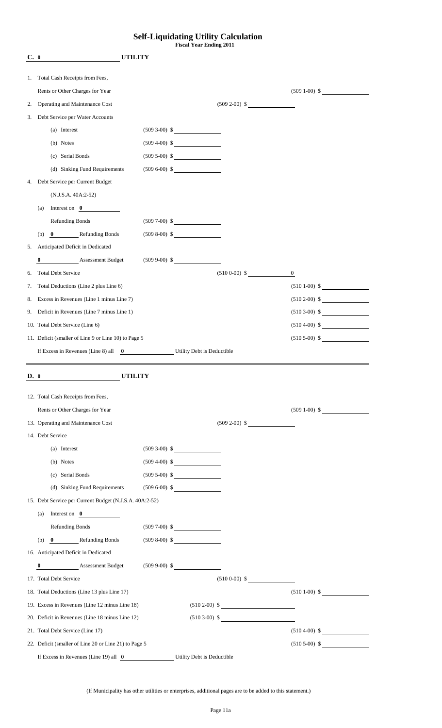# Self-Liquidating Utility Calculation

**Fiscal Year Ending 2011**

## C. 0 UTILITY

| | | | |
|---|---|---|---|
| 1. Total Cash Receipts from Fees, Rents or Other Charges for Year | | | (509 1-00) $ |
| 2. Operating and Maintenance Cost | | (509 2-00) $ | |
| 3. Debt Service per Water Accounts | | | |
| (a) Interest | (509 3-00) $ | | |
| (b) Notes | (509 4-00) $ | | |
| (c) Serial Bonds | (509 5-00) $ | | |
| (d) Sinking Fund Requirements | (509 6-00) $ | | |
| 4. Debt Service per Current Budget (N.J.S.A. 40A:2-52) | | | |
| (a) Interest on **0** Refunding Bonds | (509 7-00) $ | | |
| (b) **0** Refunding Bonds | (509 8-00) $ | | |
| 5. Anticipated Deficit in Dedicated **0** Assessment Budget | (509 9-00) $ | | |
| 6. Total Debt Service | | (510 0-00) $ | 0 |
| 7. Total Deductions (Line 2 plus Line 6) | | | (510 1-00) $ |
| 8. Excess in Revenues (Line 1 minus Line 7) | | | (510 2-00) $ |
| 9. Deficit in Revenues (Line 7 minus Line 1) | | | (510 3-00) $ |
| 10. Total Debt Service (Line 6) | | | (510 4-00) $ |
| 11. Deficit (smaller of Line 9 or Line 10) to Page 5 | | | (510 5-00) $ |

If Excess in Revenues (Line 8) all **0** Utility Debt is Deductible

## D. 0 UTILITY

| | | | |
|---|---|---|---|
| 12. Total Cash Receipts from Fees, Rents or Other Charges for Year | | | (509 1-00) $ |
| 13. Operating and Maintenance Cost | | (509 2-00) $ | |
| 14. Debt Service | | | |
| (a) Interest | (509 3-00) $ | | |
| (b) Notes | (509 4-00) $ | | |
| (c) Serial Bonds | (509 5-00) $ | | |
| (d) Sinking Fund Requirements | (509 6-00) $ | | |
| 15. Debt Service per Current Budget (N.J.S.A. 40A:2-52) | | | |
| (a) Interest on **0** Refunding Bonds | (509 7-00) $ | | |
| (b) **0** Refunding Bonds | (509 8-00) $ | | |
| 16. Anticipated Deficit in Dedicated **0** Assessment Budget | (509 9-00) $ | | |
| 17. Total Debt Service | | (510 0-00) $ | |
| 18. Total Deductions (Line 13 plus Line 17) | | | (510 1-00) $ |
| 19. Excess in Revenues (Line 12 minus Line 18) | | (510 2-00) $ | |
| 20. Deficit in Revenues (Line 18 minus Line 12) | | (510 3-00) $ | |
| 21. Total Debt Service (Line 17) | | | (510 4-00) $ |
| 22. Deficit (smaller of Line 20 or Line 21) to Page 5 | | | (510 5-00) $ |

If Excess in Revenues (Line 19) all **0** Utility Debt is Deductible

(If Municipality has other utilities or enterprises, additional pages are to be added to this statement.)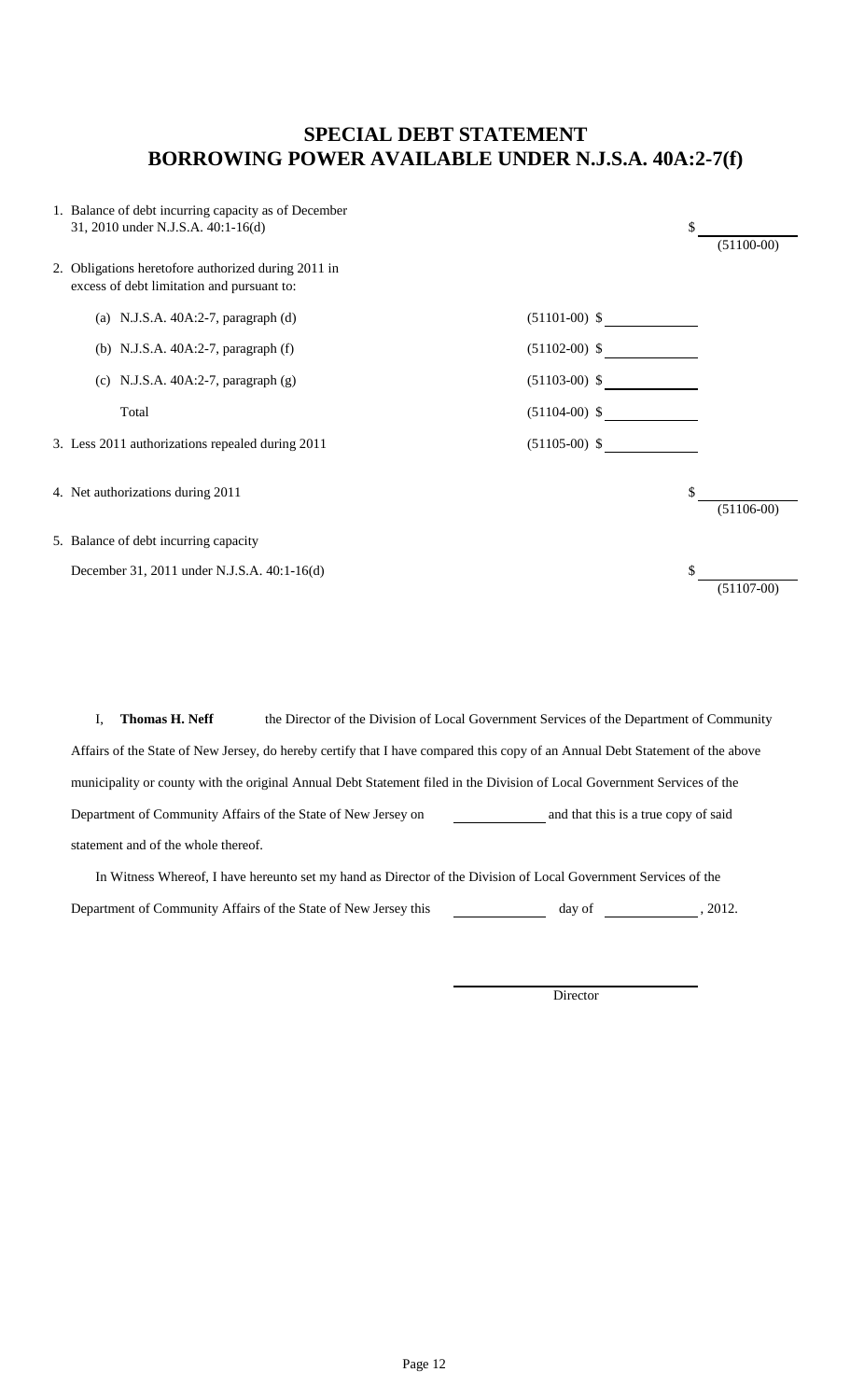# SPECIAL DEBT STATEMENT
# BORROWING POWER AVAILABLE UNDER N.J.S.A. 40A:2-7(f)

| | | |
|---|---|---|
| 1. Balance of debt incurring capacity as of December 31, 2010 under N.J.S.A. 40:1-16(d) | | $ ______ (51100-00) |
| 2. Obligations heretofore authorized during 2011 in excess of debt limitation and pursuant to: | | |
| (a) N.J.S.A. 40A:2-7, paragraph (d) | (51101-00) $ ______ | |
| (b) N.J.S.A. 40A:2-7, paragraph (f) | (51102-00) $ ______ | |
| (c) N.J.S.A. 40A:2-7, paragraph (g) | (51103-00) $ ______ | |
| Total | (51104-00) $ ______ | |
| 3. Less 2011 authorizations repealed during 2011 | (51105-00) $ ______ | |
| 4. Net authorizations during 2011 | | $ ______ (51106-00) |
| 5. Balance of debt incurring capacity December 31, 2011 under N.J.S.A. 40:1-16(d) | | $ ______ (51107-00) |

I, **Thomas H. Neff** the Director of the Division of Local Government Services of the Department of Community Affairs of the State of New Jersey, do hereby certify that I have compared this copy of an Annual Debt Statement of the above municipality or county with the original Annual Debt Statement filed in the Division of Local Government Services of the Department of Community Affairs of the State of New Jersey on ______________ and that this is a true copy of said statement and of the whole thereof.

In Witness Whereof, I have hereunto set my hand as Director of the Division of Local Government Services of the Department of Community Affairs of the State of New Jersey this ______________ day of ______________ , 2012.

______________________________

Director